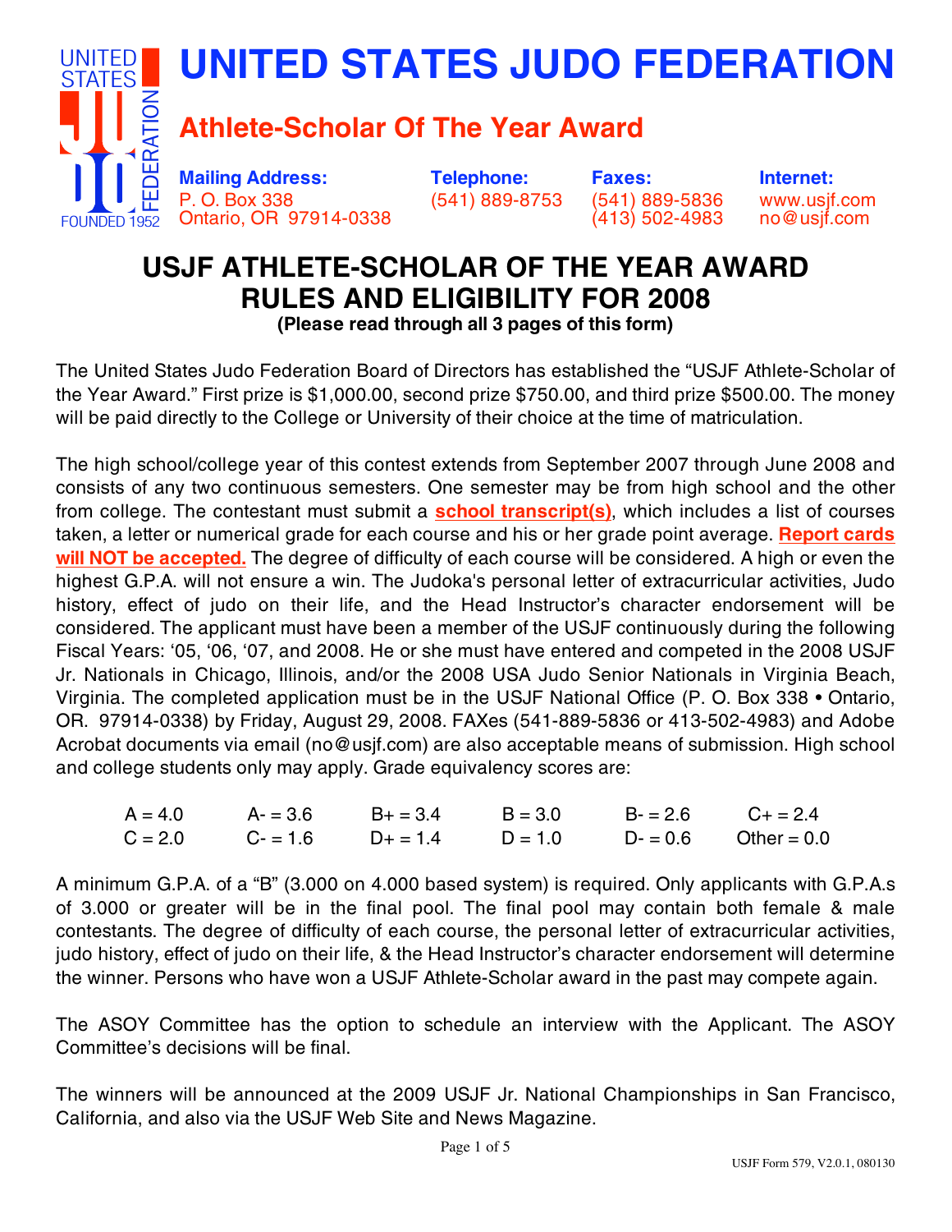# UNITED STATES JUDO FEDERATION

## Athlete-Scholar Of The Year Award

| Mailing Address: | Telephone: | Faxes: | Internet: |
|---|---|---|---|
| P. O. Box 338 | (541) 889-8753 | (541) 889-5836 | www.usjf.com |
| Ontario, OR 97914-0338 | | (413) 502-4983 | no@usjf.com |

## USJF ATHLETE-SCHOLAR OF THE YEAR AWARD RULES AND ELIGIBILITY FOR 2008

**(Please read through all 3 pages of this form)**

The United States Judo Federation Board of Directors has established the "USJF Athlete-Scholar of the Year Award." First prize is $1,000.00, second prize $750.00, and third prize $500.00. The money will be paid directly to the College or University of their choice at the time of matriculation.

The high school/college year of this contest extends from September 2007 through June 2008 and consists of any two continuous semesters. One semester may be from high school and the other from college. The contestant must submit a **school transcript(s)**, which includes a list of courses taken, a letter or numerical grade for each course and his or her grade point average. **Report cards will NOT be accepted.** The degree of difficulty of each course will be considered. A high or even the highest G.P.A. will not ensure a win. The Judoka's personal letter of extracurricular activities, Judo history, effect of judo on their life, and the Head Instructor's character endorsement will be considered. The applicant must have been a member of the USJF continuously during the following Fiscal Years: '05, '06, '07, and 2008. He or she must have entered and competed in the 2008 USJF Jr. Nationals in Chicago, Illinois, and/or the 2008 USA Judo Senior Nationals in Virginia Beach, Virginia. The completed application must be in the USJF National Office (P. O. Box 338 • Ontario, OR. 97914-0338) by Friday, August 29, 2008. FAXes (541-889-5836 or 413-502-4983) and Adobe Acrobat documents via email (no@usjf.com) are also acceptable means of submission. High school and college students only may apply. Grade equivalency scores are:

| | | | | | |
|---|---|---|---|---|---|
| A = 4.0 | A- = 3.6 | B+ = 3.4 | B = 3.0 | B- = 2.6 | C+ = 2.4 |
| C = 2.0 | C- = 1.6 | D+ = 1.4 | D = 1.0 | D- = 0.6 | Other = 0.0 |

A minimum G.P.A. of a "B" (3.000 on 4.000 based system) is required. Only applicants with G.P.A.s of 3.000 or greater will be in the final pool. The final pool may contain both female & male contestants. The degree of difficulty of each course, the personal letter of extracurricular activities, judo history, effect of judo on their life, & the Head Instructor's character endorsement will determine the winner. Persons who have won a USJF Athlete-Scholar award in the past may compete again.

The ASOY Committee has the option to schedule an interview with the Applicant. The ASOY Committee's decisions will be final.

The winners will be announced at the 2009 USJF Jr. National Championships in San Francisco, California, and also via the USJF Web Site and News Magazine.

USJF Form 579, V2.0.1, 080130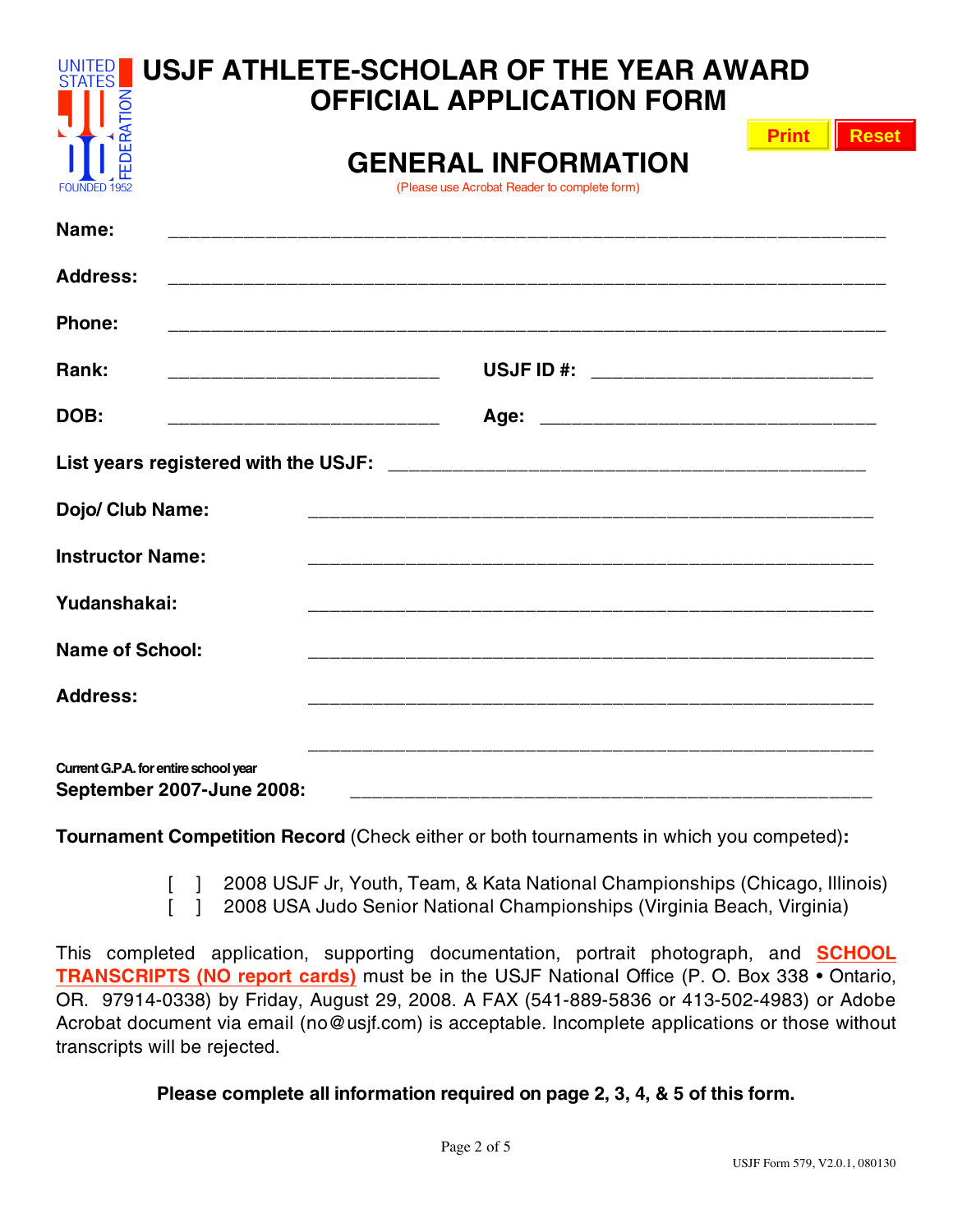# USJF ATHLETE-SCHOLAR OF THE YEAR AWARD OFFICIAL APPLICATION FORM

Print Reset

## GENERAL INFORMATION

(Please use Acrobat Reader to complete form)

**Name:** ____________________________________________

**Address:** ____________________________________________

**Phone:** ____________________________________________

**Rank:** ______________________ **USJF ID #:** ______________________

**DOB:** ______________________ **Age:** ______________________

**List years registered with the USJF:** ______________________________

**Dojo/ Club Name:** ______________________________

**Instructor Name:** ______________________________

**Yudanshakai:** ______________________________

**Name of School:** ______________________________

**Address:** ______________________________

______________________________

**Current G.P.A. for entire school year**
**September 2007-June 2008:** ______________________________

**Tournament Competition Record** (Check either or both tournaments in which you competed)**:**

[ ] 2008 USJF Jr, Youth, Team, & Kata National Championships (Chicago, Illinois)
[ ] 2008 USA Judo Senior National Championships (Virginia Beach, Virginia)

This completed application, supporting documentation, portrait photograph, and **SCHOOL TRANSCRIPTS (NO report cards)** must be in the USJF National Office (P. O. Box 338 • Ontario, OR. 97914-0338) by Friday, August 29, 2008. A FAX (541-889-5836 or 413-502-4983) or Adobe Acrobat document via email (no@usjf.com) is acceptable. Incomplete applications or those without transcripts will be rejected.

**Please complete all information required on page 2, 3, 4, & 5 of this form.**

USJF Form 579, V2.0.1, 080130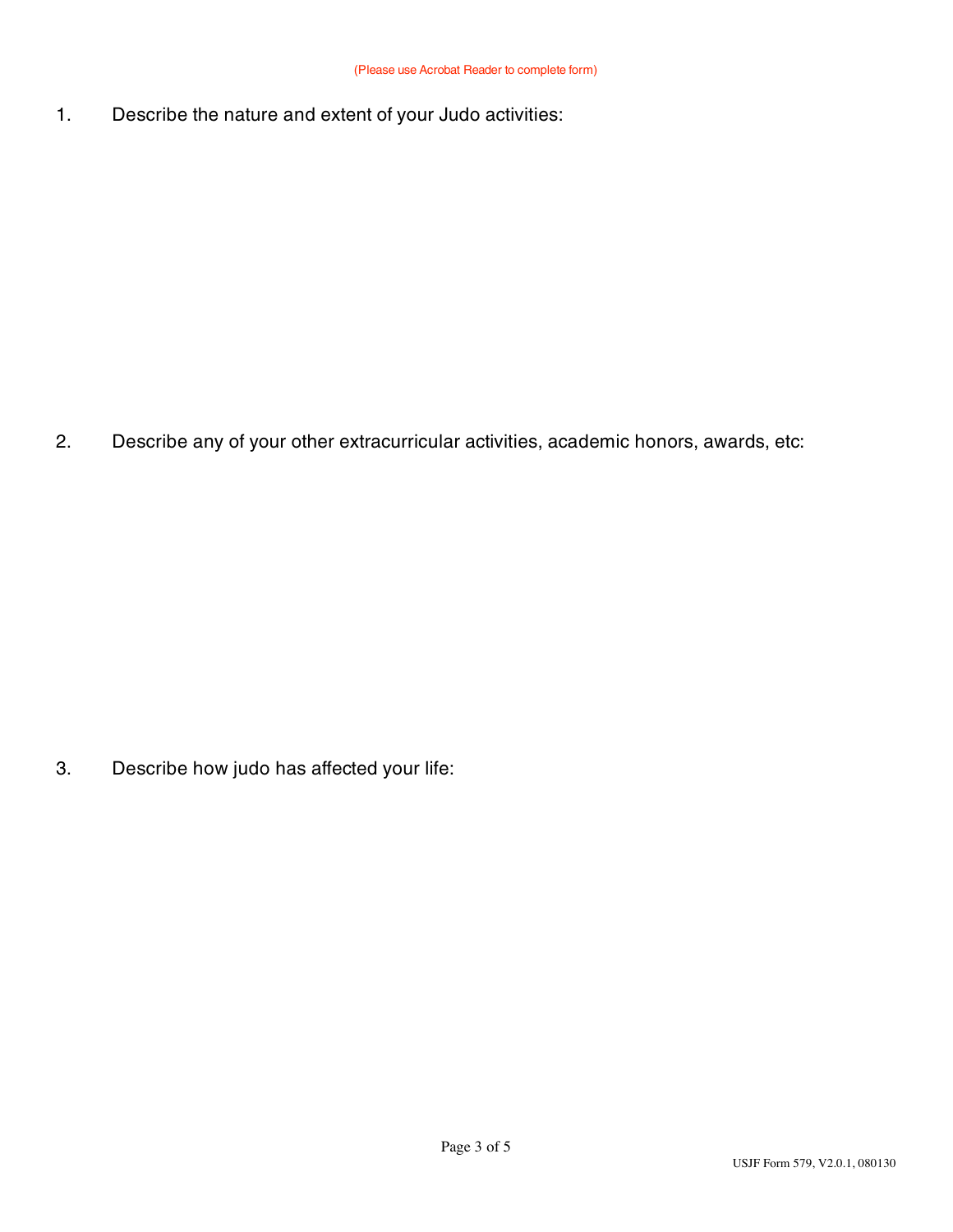(Please use Acrobat Reader to complete form)

1. Describe the nature and extent of your Judo activities:

2. Describe any of your other extracurricular activities, academic honors, awards, etc:

3. Describe how judo has affected your life:

USJF Form 579, V2.0.1, 080130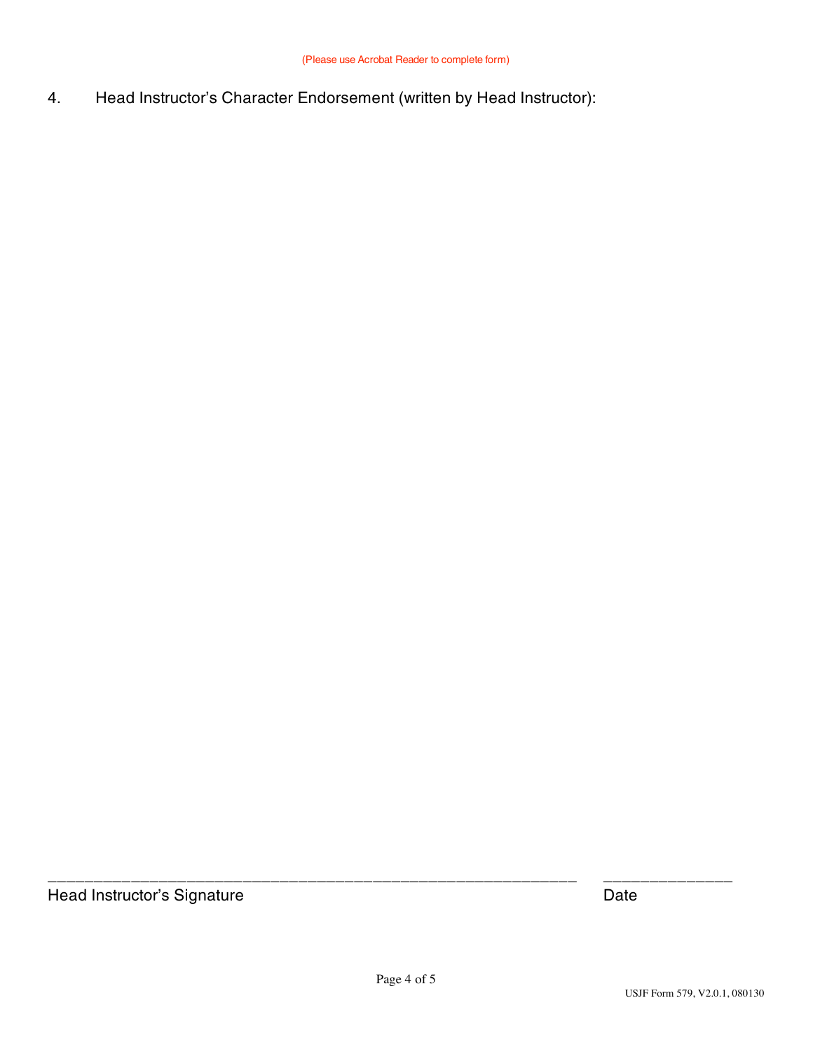(Please use Acrobat Reader to complete form)

4. Head Instructor's Character Endorsement (written by Head Instructor):

\_\_\_\_\_\_\_\_\_\_\_\_\_\_\_\_\_\_\_\_\_\_\_\_\_\_\_\_\_\_\_\_\_\_\_\_\_\_\_\_\_\_\_\_\_\_\_\_\_\_\_\_\_\_\_\_\_\_\_\_ \_\_\_\_\_\_\_\_\_\_\_\_\_\_\_\_

Head Instructor's Signature Date

USJF Form 579, V2.0.1, 080130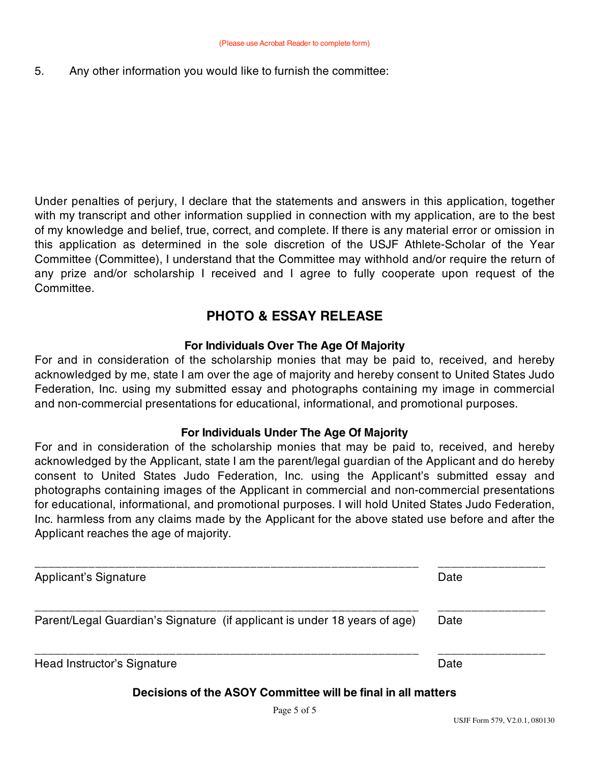(Please use Acrobat Reader to complete form)

5. Any other information you would like to furnish the committee:

Under penalties of perjury, I declare that the statements and answers in this application, together with my transcript and other information supplied in connection with my application, are to the best of my knowledge and belief, true, correct, and complete. If there is any material error or omission in this application as determined in the sole discretion of the USJF Athlete-Scholar of the Year Committee (Committee), I understand that the Committee may withhold and/or require the return of any prize and/or scholarship I received and I agree to fully cooperate upon request of the Committee.

## PHOTO & ESSAY RELEASE

**For Individuals Over The Age Of Majority**

For and in consideration of the scholarship monies that may be paid to, received, and hereby acknowledged by me, state I am over the age of majority and hereby consent to United States Judo Federation, Inc. using my submitted essay and photographs containing my image in commercial and non-commercial presentations for educational, informational, and promotional purposes.

**For Individuals Under The Age Of Majority**

For and in consideration of the scholarship monies that may be paid to, received, and hereby acknowledged by the Applicant, state I am the parent/legal guardian of the Applicant and do hereby consent to United States Judo Federation, Inc. using the Applicant's submitted essay and photographs containing images of the Applicant in commercial and non-commercial presentations for educational, informational, and promotional purposes. I will hold United States Judo Federation, Inc. harmless from any claims made by the Applicant for the above stated use before and after the Applicant reaches the age of majority.

______________________________________________________________ ________________

Applicant's Signature Date

______________________________________________________________ ________________

Parent/Legal Guardian's Signature (if applicant is under 18 years of age) Date

______________________________________________________________ ________________

Head Instructor's Signature Date

**Decisions of the ASOY Committee will be final in all matters**

USJF Form 579, V2.0.1, 080130